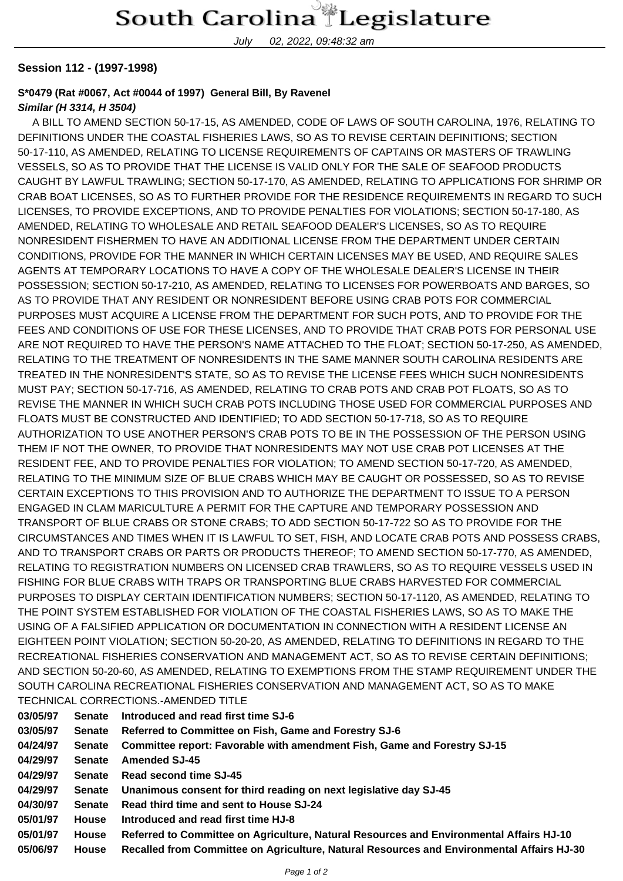# South Carolina Legislature

July 02, 2022, 09:48:32 am

**Session 112 - (1997-1998)**

**S*0479 (Rat #0067, Act #0044 of 1997) General Bill, By Ravenel**
***Similar (H 3314, H 3504)***

A BILL TO AMEND SECTION 50-17-15, AS AMENDED, CODE OF LAWS OF SOUTH CAROLINA, 1976, RELATING TO DEFINITIONS UNDER THE COASTAL FISHERIES LAWS, SO AS TO REVISE CERTAIN DEFINITIONS; SECTION 50-17-110, AS AMENDED, RELATING TO LICENSE REQUIREMENTS OF CAPTAINS OR MASTERS OF TRAWLING VESSELS, SO AS TO PROVIDE THAT THE LICENSE IS VALID ONLY FOR THE SALE OF SEAFOOD PRODUCTS CAUGHT BY LAWFUL TRAWLING; SECTION 50-17-170, AS AMENDED, RELATING TO APPLICATIONS FOR SHRIMP OR CRAB BOAT LICENSES, SO AS TO FURTHER PROVIDE FOR THE RESIDENCE REQUIREMENTS IN REGARD TO SUCH LICENSES, TO PROVIDE EXCEPTIONS, AND TO PROVIDE PENALTIES FOR VIOLATIONS; SECTION 50-17-180, AS AMENDED, RELATING TO WHOLESALE AND RETAIL SEAFOOD DEALER'S LICENSES, SO AS TO REQUIRE NONRESIDENT FISHERMEN TO HAVE AN ADDITIONAL LICENSE FROM THE DEPARTMENT UNDER CERTAIN CONDITIONS, PROVIDE FOR THE MANNER IN WHICH CERTAIN LICENSES MAY BE USED, AND REQUIRE SALES AGENTS AT TEMPORARY LOCATIONS TO HAVE A COPY OF THE WHOLESALE DEALER'S LICENSE IN THEIR POSSESSION; SECTION 50-17-210, AS AMENDED, RELATING TO LICENSES FOR POWERBOATS AND BARGES, SO AS TO PROVIDE THAT ANY RESIDENT OR NONRESIDENT BEFORE USING CRAB POTS FOR COMMERCIAL PURPOSES MUST ACQUIRE A LICENSE FROM THE DEPARTMENT FOR SUCH POTS, AND TO PROVIDE FOR THE FEES AND CONDITIONS OF USE FOR THESE LICENSES, AND TO PROVIDE THAT CRAB POTS FOR PERSONAL USE ARE NOT REQUIRED TO HAVE THE PERSON'S NAME ATTACHED TO THE FLOAT; SECTION 50-17-250, AS AMENDED, RELATING TO THE TREATMENT OF NONRESIDENTS IN THE SAME MANNER SOUTH CAROLINA RESIDENTS ARE TREATED IN THE NONRESIDENT'S STATE, SO AS TO REVISE THE LICENSE FEES WHICH SUCH NONRESIDENTS MUST PAY; SECTION 50-17-716, AS AMENDED, RELATING TO CRAB POTS AND CRAB POT FLOATS, SO AS TO REVISE THE MANNER IN WHICH SUCH CRAB POTS INCLUDING THOSE USED FOR COMMERCIAL PURPOSES AND FLOATS MUST BE CONSTRUCTED AND IDENTIFIED; TO ADD SECTION 50-17-718, SO AS TO REQUIRE AUTHORIZATION TO USE ANOTHER PERSON'S CRAB POTS TO BE IN THE POSSESSION OF THE PERSON USING THEM IF NOT THE OWNER, TO PROVIDE THAT NONRESIDENTS MAY NOT USE CRAB POT LICENSES AT THE RESIDENT FEE, AND TO PROVIDE PENALTIES FOR VIOLATION; TO AMEND SECTION 50-17-720, AS AMENDED, RELATING TO THE MINIMUM SIZE OF BLUE CRABS WHICH MAY BE CAUGHT OR POSSESSED, SO AS TO REVISE CERTAIN EXCEPTIONS TO THIS PROVISION AND TO AUTHORIZE THE DEPARTMENT TO ISSUE TO A PERSON ENGAGED IN CLAM MARICULTURE A PERMIT FOR THE CAPTURE AND TEMPORARY POSSESSION AND TRANSPORT OF BLUE CRABS OR STONE CRABS; TO ADD SECTION 50-17-722 SO AS TO PROVIDE FOR THE CIRCUMSTANCES AND TIMES WHEN IT IS LAWFUL TO SET, FISH, AND LOCATE CRAB POTS AND POSSESS CRABS, AND TO TRANSPORT CRABS OR PARTS OR PRODUCTS THEREOF; TO AMEND SECTION 50-17-770, AS AMENDED, RELATING TO REGISTRATION NUMBERS ON LICENSED CRAB TRAWLERS, SO AS TO REQUIRE VESSELS USED IN FISHING FOR BLUE CRABS WITH TRAPS OR TRANSPORTING BLUE CRABS HARVESTED FOR COMMERCIAL PURPOSES TO DISPLAY CERTAIN IDENTIFICATION NUMBERS; SECTION 50-17-1120, AS AMENDED, RELATING TO THE POINT SYSTEM ESTABLISHED FOR VIOLATION OF THE COASTAL FISHERIES LAWS, SO AS TO MAKE THE USING OF A FALSIFIED APPLICATION OR DOCUMENTATION IN CONNECTION WITH A RESIDENT LICENSE AN EIGHTEEN POINT VIOLATION; SECTION 50-20-20, AS AMENDED, RELATING TO DEFINITIONS IN REGARD TO THE RECREATIONAL FISHERIES CONSERVATION AND MANAGEMENT ACT, SO AS TO REVISE CERTAIN DEFINITIONS; AND SECTION 50-20-60, AS AMENDED, RELATING TO EXEMPTIONS FROM THE STAMP REQUIREMENT UNDER THE SOUTH CAROLINA RECREATIONAL FISHERIES CONSERVATION AND MANAGEMENT ACT, SO AS TO MAKE TECHNICAL CORRECTIONS.-AMENDED TITLE

**03/05/97 Senate Introduced and read first time SJ-6**
**03/05/97 Senate Referred to Committee on Fish, Game and Forestry SJ-6**
**04/24/97 Senate Committee report: Favorable with amendment Fish, Game and Forestry SJ-15**
**04/29/97 Senate Amended SJ-45**
**04/29/97 Senate Read second time SJ-45**
**04/29/97 Senate Unanimous consent for third reading on next legislative day SJ-45**
**04/30/97 Senate Read third time and sent to House SJ-24**
**05/01/97 House Introduced and read first time HJ-8**
**05/01/97 House Referred to Committee on Agriculture, Natural Resources and Environmental Affairs HJ-10**
**05/06/97 House Recalled from Committee on Agriculture, Natural Resources and Environmental Affairs HJ-30**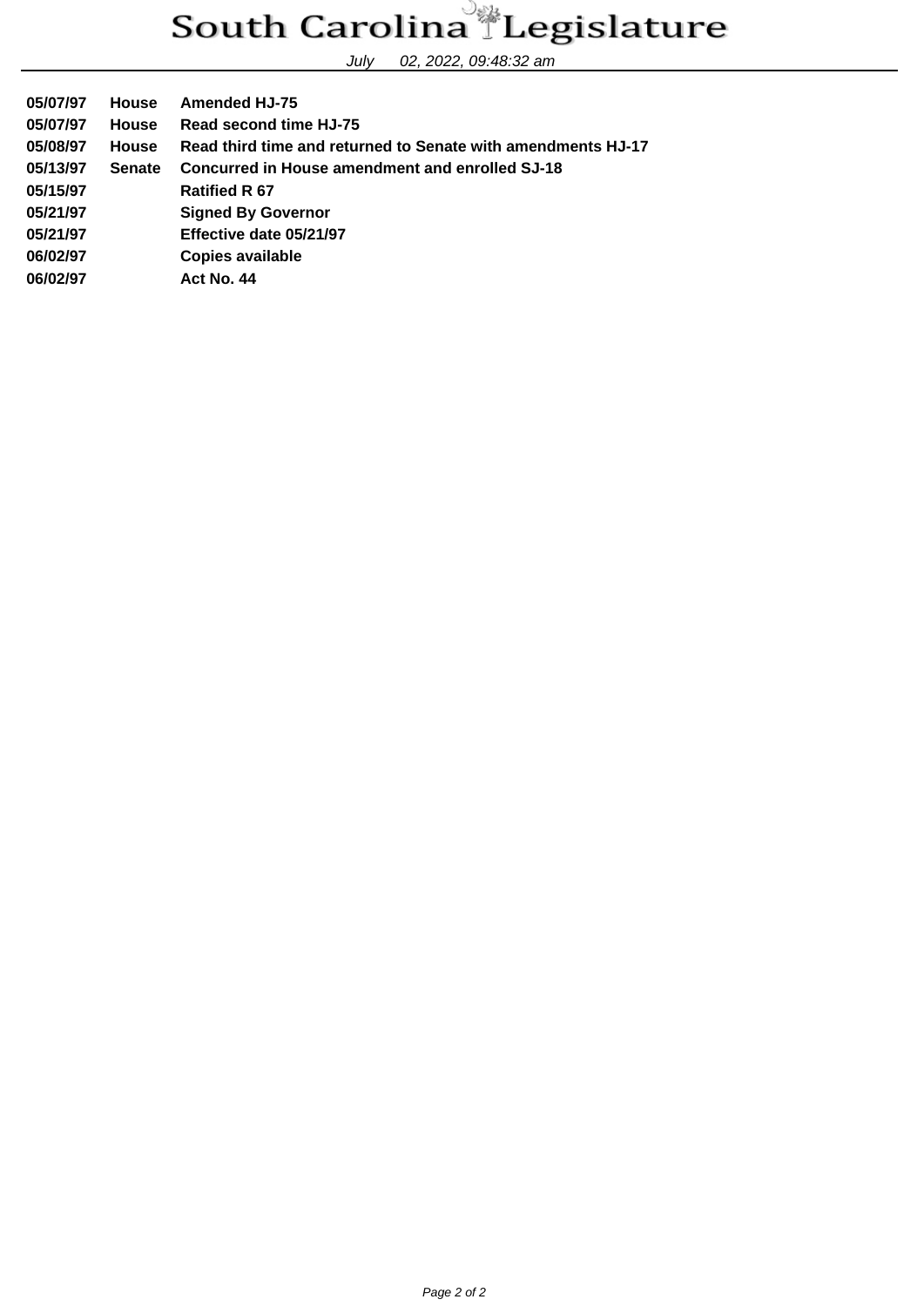| | | |
|---|---|---|
| **05/07/97** | **House** | **Amended HJ-75** |
| **05/07/97** | **House** | **Read second time HJ-75** |
| **05/08/97** | **House** | **Read third time and returned to Senate with amendments HJ-17** |
| **05/13/97** | **Senate** | **Concurred in House amendment and enrolled SJ-18** |
| **05/15/97** | | **Ratified R 67** |
| **05/21/97** | | **Signed By Governor** |
| **05/21/97** | | **Effective date 05/21/97** |
| **06/02/97** | | **Copies available** |
| **06/02/97** | | **Act No. 44** |